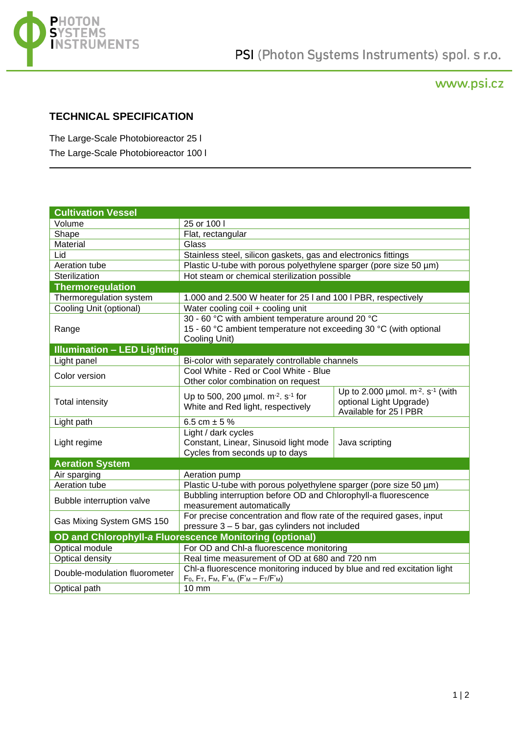# TECHNICAL SPECIFICATION

The Large-Scale Photobioreactor 25 l

The Large-Scale Photobioreactor 100 l

| **Cultivation Vessel** | | |
|---|---|---|
| Volume | 25 or 100 l | |
| Shape | Flat, rectangular | |
| Material | Glass | |
| Lid | Stainless steel, silicon gaskets, gas and electronics fittings | |
| Aeration tube | Plastic U-tube with porous polyethylene sparger (pore size 50 µm) | |
| Sterilization | Hot steam or chemical sterilization possible | |
| **Thermoregulation** | | |
| Thermoregulation system | 1.000 and 2.500 W heater for 25 l and 100 l PBR, respectively | |
| Cooling Unit (optional) | Water cooling coil + cooling unit | |
| Range | 30 - 60 °C with ambient temperature around 20 °C<br>15 - 60 °C ambient temperature not exceeding 30 °C (with optional Cooling Unit) | |
| **Illumination – LED Lighting** | | |
| Light panel | Bi-color with separately controllable channels | |
| Color version | Cool White - Red or Cool White - Blue<br>Other color combination on request | |
| Total intensity | Up to 500, 200 µmol. $m^{-2}$. $s^{-1}$ for White and Red light, respectively | Up to 2.000 µmol. $m^{-2}$. $s^{-1}$ (with optional Light Upgrade)<br>Available for 25 l PBR |
| Light path | 6.5 cm ± 5 % | |
| Light regime | Light / dark cycles<br>Constant, Linear, Sinusoid light mode<br>Cycles from seconds up to days | Java scripting |
| **Aeration System** | | |
| Air sparging | Aeration pump | |
| Aeration tube | Plastic U-tube with porous polyethylene sparger (pore size 50 µm) | |
| Bubble interruption valve | Bubbling interruption before OD and Chlorophyll-a fluorescence measurement automatically | |
| Gas Mixing System GMS 150 | For precise concentration and flow rate of the required gases, input pressure 3 – 5 bar, gas cylinders not included | |
| **OD and Chlorophyll-*a* Fluorescence Monitoring (optional)** | | |
| Optical module | For OD and Chl-a fluorescence monitoring | |
| Optical density | Real time measurement of OD at 680 and 720 nm | |
| Double-modulation fluorometer | Chl-a fluorescence monitoring induced by blue and red excitation light<br>$F_0$, $F_T$, $F_M$, $F'_M$, $(F'_M - F_T/F'_M)$ | |
| Optical path | 10 mm | |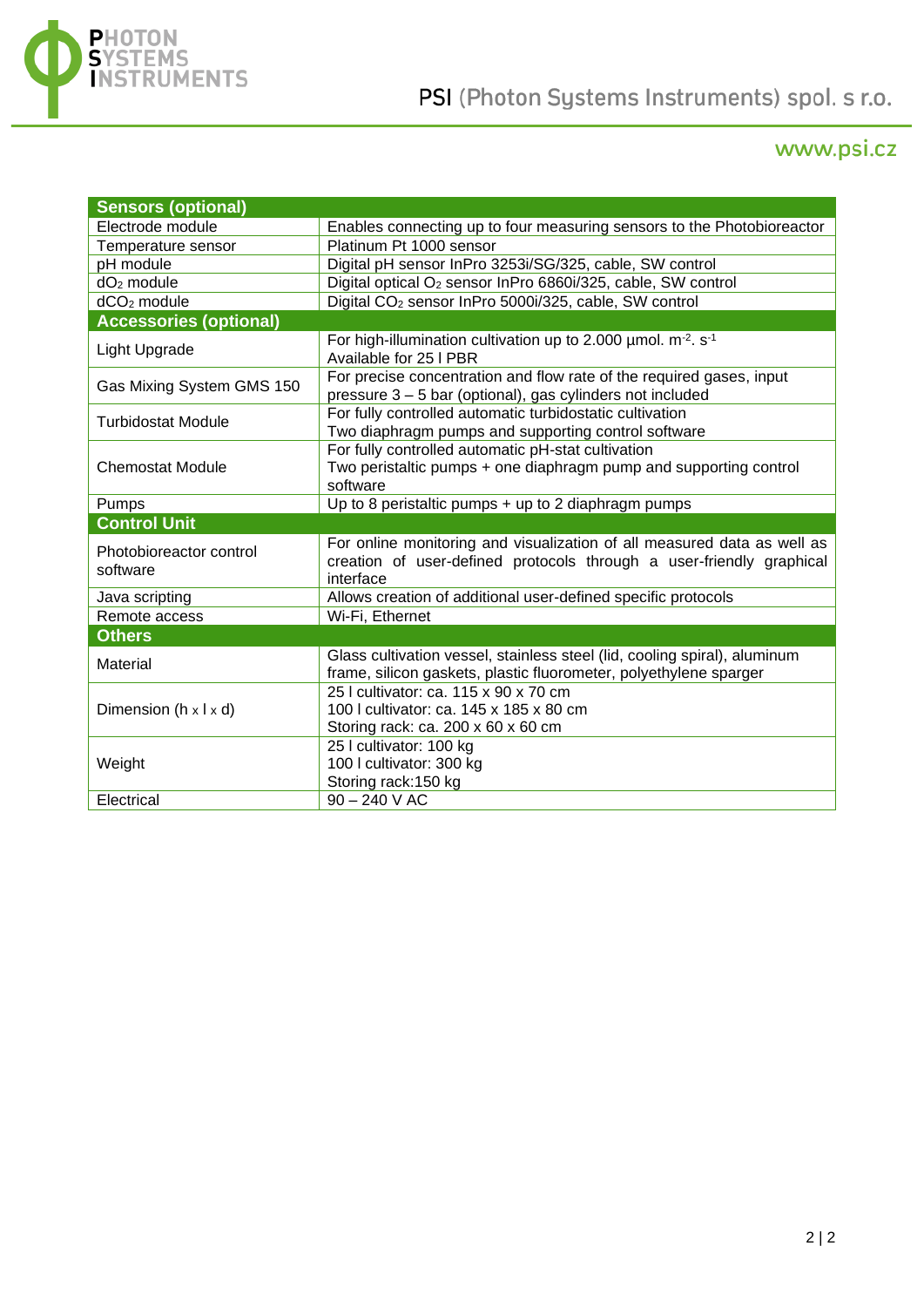| | |
|---|---|
| **Sensors (optional)** | |
| Electrode module | Enables connecting up to four measuring sensors to the Photobioreactor |
| Temperature sensor | Platinum Pt 1000 sensor |
| pH module | Digital pH sensor InPro 3253i/SG/325, cable, SW control |
| $dO_2$ module | Digital optical $O_2$ sensor InPro 6860i/325, cable, SW control |
| $dCO_2$ module | Digital $CO_2$ sensor InPro 5000i/325, cable, SW control |
| **Accessories (optional)** | |
| Light Upgrade | For high-illumination cultivation up to 2.000 µmol. $m^{-2}$. $s^{-1}$ Available for 25 l PBR |
| Gas Mixing System GMS 150 | For precise concentration and flow rate of the required gases, input pressure 3 – 5 bar (optional), gas cylinders not included |
| Turbidostat Module | For fully controlled automatic turbidostatic cultivation Two diaphragm pumps and supporting control software |
| Chemostat Module | For fully controlled automatic pH-stat cultivation Two peristaltic pumps + one diaphragm pump and supporting control software |
| Pumps | Up to 8 peristaltic pumps + up to 2 diaphragm pumps |
| **Control Unit** | |
| Photobioreactor control software | For online monitoring and visualization of all measured data as well as creation of user-defined protocols through a user-friendly graphical interface |
| Java scripting | Allows creation of additional user-defined specific protocols |
| Remote access | Wi-Fi, Ethernet |
| **Others** | |
| Material | Glass cultivation vessel, stainless steel (lid, cooling spiral), aluminum frame, silicon gaskets, plastic fluorometer, polyethylene sparger |
| Dimension (h x l x d) | 25 l cultivator: ca. 115 x 90 x 70 cm<br>100 l cultivator: ca. 145 x 185 x 80 cm<br>Storing rack: ca. 200 x 60 x 60 cm |
| Weight | 25 l cultivator: 100 kg<br>100 l cultivator: 300 kg<br>Storing rack:150 kg |
| Electrical | 90 – 240 V AC |